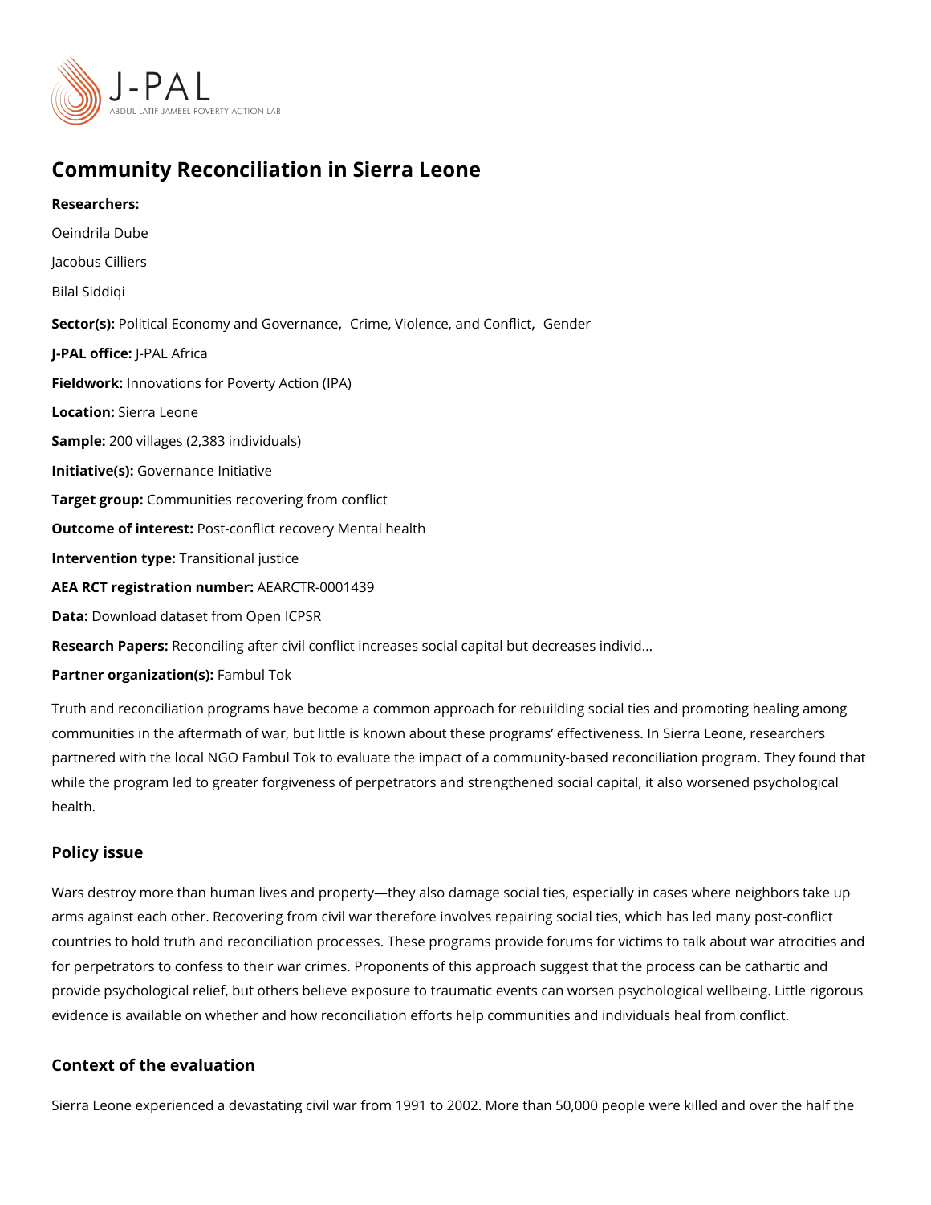# Community Reconciliation in Sierra Leone

**Researchers:**

Oeindrila Dube

Jacobus Cilliers

Bilal Siddiqi

**Sector(s):** Political Economy and Governance, Crime, Violence, and Conflict, Gender

**J-PAL office:** J-PAL Africa

**Fieldwork:** Innovations for Poverty Action (IPA)

**Location:** Sierra Leone

**Sample:** 200 villages (2,383 individuals)

**Initiative(s):** Governance Initiative

**Target group:** Communities recovering from conflict

**Outcome of interest:** Post-conflict recovery Mental health

**Intervention type:** Transitional justice

**AEA RCT registration number:** AEARCTR-0001439

**Data:** Download dataset from Open ICPSR

**Research Papers:** Reconciling after civil conflict increases social capital but decreases individ...

**Partner organization(s):** Fambul Tok

Truth and reconciliation programs have become a common approach for rebuilding social ties and promoting healing among communities in the aftermath of war, but little is known about these programs' effectiveness. In Sierra Leone, researchers partnered with the local NGO Fambul Tok to evaluate the impact of a community-based reconciliation program. They found that while the program led to greater forgiveness of perpetrators and strengthened social capital, it also worsened psychological health.

## Policy issue

Wars destroy more than human lives and property—they also damage social ties, especially in cases where neighbors take up arms against each other. Recovering from civil war therefore involves repairing social ties, which has led many post-conflict countries to hold truth and reconciliation processes. These programs provide forums for victims to talk about war atrocities and for perpetrators to confess to their war crimes. Proponents of this approach suggest that the process can be cathartic and provide psychological relief, but others believe exposure to traumatic events can worsen psychological wellbeing. Little rigorous evidence is available on whether and how reconciliation efforts help communities and individuals heal from conflict.

## Context of the evaluation

Sierra Leone experienced a devastating civil war from 1991 to 2002. More than 50,000 people were killed and over the half the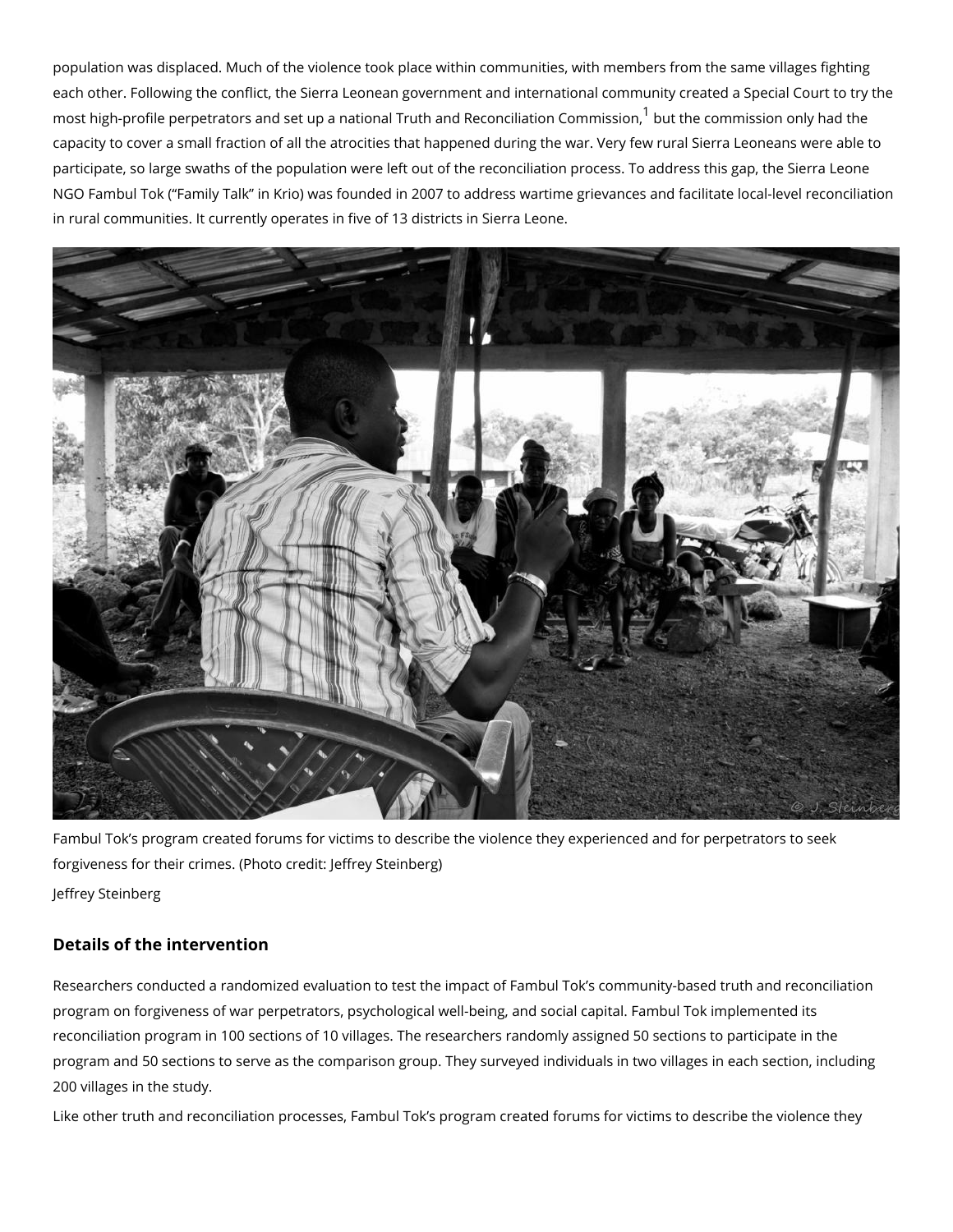population was displaced. Much of the violence took place within communities, with members from the same villages fighting each other. Following the conflict, the Sierra Leonean government and international community created a Special Court to try the most high-profile perpetrators and set up a national Truth and Reconciliation Commission,[1] but the commission only had the capacity to cover a small fraction of all the atrocities that happened during the war. Very few rural Sierra Leoneans were able to participate, so large swaths of the population were left out of the reconciliation process. To address this gap, the Sierra Leone NGO Fambul Tok ("Family Talk" in Krio) was founded in 2007 to address wartime grievances and facilitate local-level reconciliation in rural communities. It currently operates in five of 13 districts in Sierra Leone.

Fambul Tok's program created forums for victims to describe the violence they experienced and for perpetrators to seek forgiveness for their crimes. (Photo credit: Jeffrey Steinberg)

Jeffrey Steinberg

### Details of the intervention

Researchers conducted a randomized evaluation to test the impact of Fambul Tok's community-based truth and reconciliation program on forgiveness of war perpetrators, psychological well-being, and social capital. Fambul Tok implemented its reconciliation program in 100 sections of 10 villages. The researchers randomly assigned 50 sections to participate in the program and 50 sections to serve as the comparison group. They surveyed individuals in two villages in each section, including 200 villages in the study.

Like other truth and reconciliation processes, Fambul Tok's program created forums for victims to describe the violence they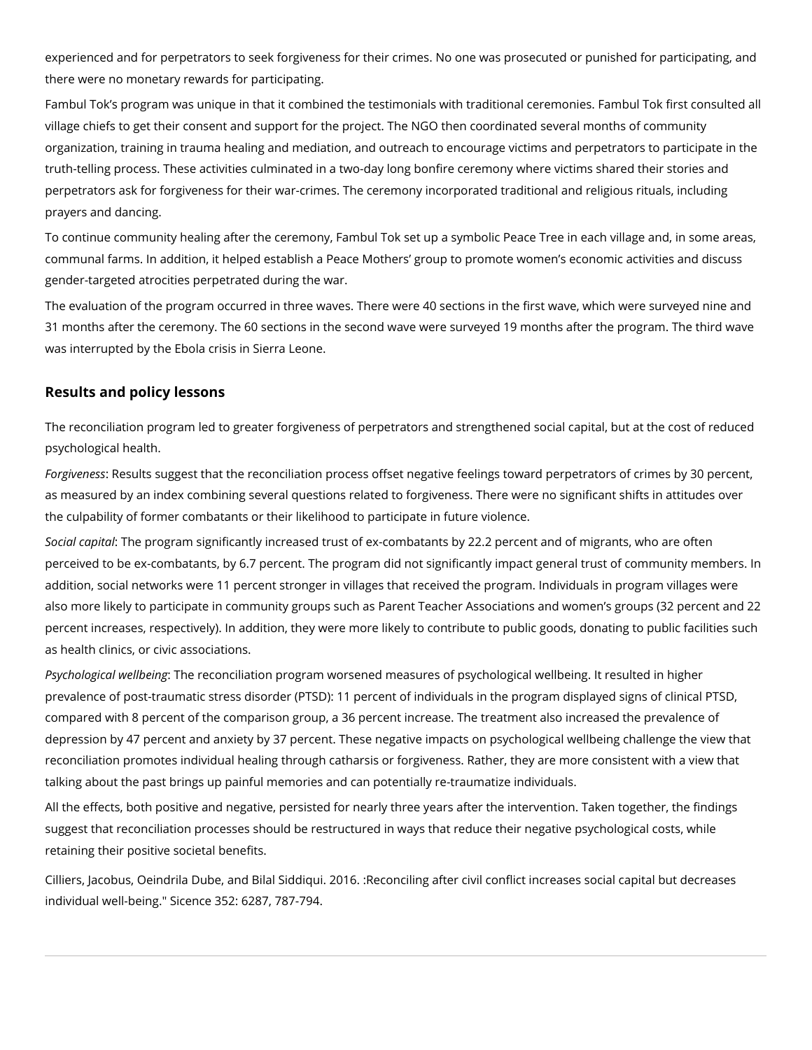experienced and for perpetrators to seek forgiveness for their crimes. No one was prosecuted or punished for participating, and there were no monetary rewards for participating.

Fambul Tok's program was unique in that it combined the testimonials with traditional ceremonies. Fambul Tok first consulted all village chiefs to get their consent and support for the project. The NGO then coordinated several months of community organization, training in trauma healing and mediation, and outreach to encourage victims and perpetrators to participate in the truth-telling process. These activities culminated in a two-day long bonfire ceremony where victims shared their stories and perpetrators ask for forgiveness for their war-crimes. The ceremony incorporated traditional and religious rituals, including prayers and dancing.

To continue community healing after the ceremony, Fambul Tok set up a symbolic Peace Tree in each village and, in some areas, communal farms. In addition, it helped establish a Peace Mothers' group to promote women's economic activities and discuss gender-targeted atrocities perpetrated during the war.

The evaluation of the program occurred in three waves. There were 40 sections in the first wave, which were surveyed nine and 31 months after the ceremony. The 60 sections in the second wave were surveyed 19 months after the program. The third wave was interrupted by the Ebola crisis in Sierra Leone.

## Results and policy lessons

The reconciliation program led to greater forgiveness of perpetrators and strengthened social capital, but at the cost of reduced psychological health.

*Forgiveness*: Results suggest that the reconciliation process offset negative feelings toward perpetrators of crimes by 30 percent, as measured by an index combining several questions related to forgiveness. There were no significant shifts in attitudes over the culpability of former combatants or their likelihood to participate in future violence.

*Social capital*: The program significantly increased trust of ex-combatants by 22.2 percent and of migrants, who are often perceived to be ex-combatants, by 6.7 percent. The program did not significantly impact general trust of community members. In addition, social networks were 11 percent stronger in villages that received the program. Individuals in program villages were also more likely to participate in community groups such as Parent Teacher Associations and women's groups (32 percent and 22 percent increases, respectively). In addition, they were more likely to contribute to public goods, donating to public facilities such as health clinics, or civic associations.

*Psychological wellbeing*: The reconciliation program worsened measures of psychological wellbeing. It resulted in higher prevalence of post-traumatic stress disorder (PTSD): 11 percent of individuals in the program displayed signs of clinical PTSD, compared with 8 percent of the comparison group, a 36 percent increase. The treatment also increased the prevalence of depression by 47 percent and anxiety by 37 percent. These negative impacts on psychological wellbeing challenge the view that reconciliation promotes individual healing through catharsis or forgiveness. Rather, they are more consistent with a view that talking about the past brings up painful memories and can potentially re-traumatize individuals.

All the effects, both positive and negative, persisted for nearly three years after the intervention. Taken together, the findings suggest that reconciliation processes should be restructured in ways that reduce their negative psychological costs, while retaining their positive societal benefits.

Cilliers, Jacobus, Oeindrila Dube, and Bilal Siddiqui. 2016. :Reconciling after civil conflict increases social capital but decreases individual well-being." Sicence 352: 6287, 787-794.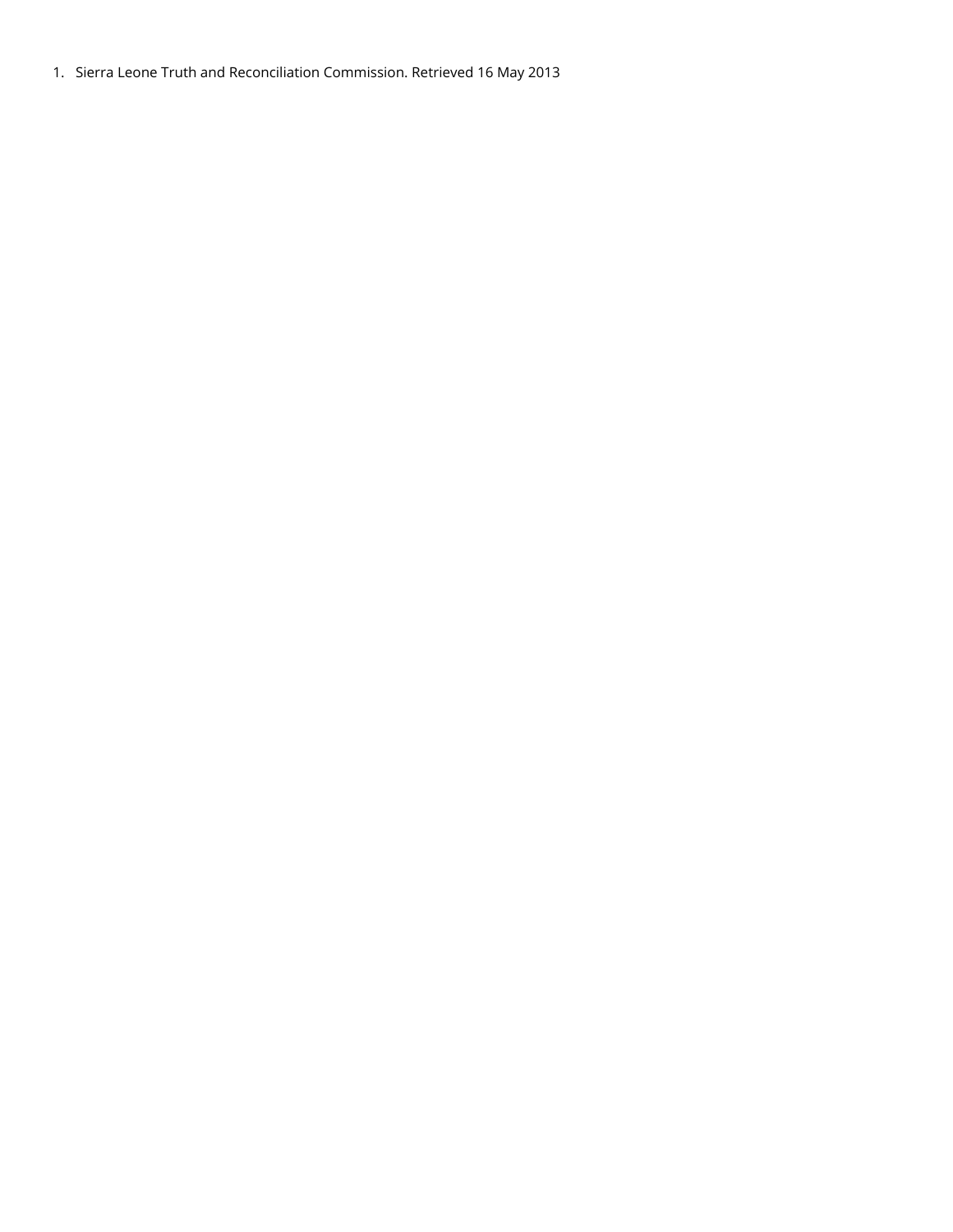1. Sierra Leone Truth and Reconciliation Commission. Retrieved 16 May 2013